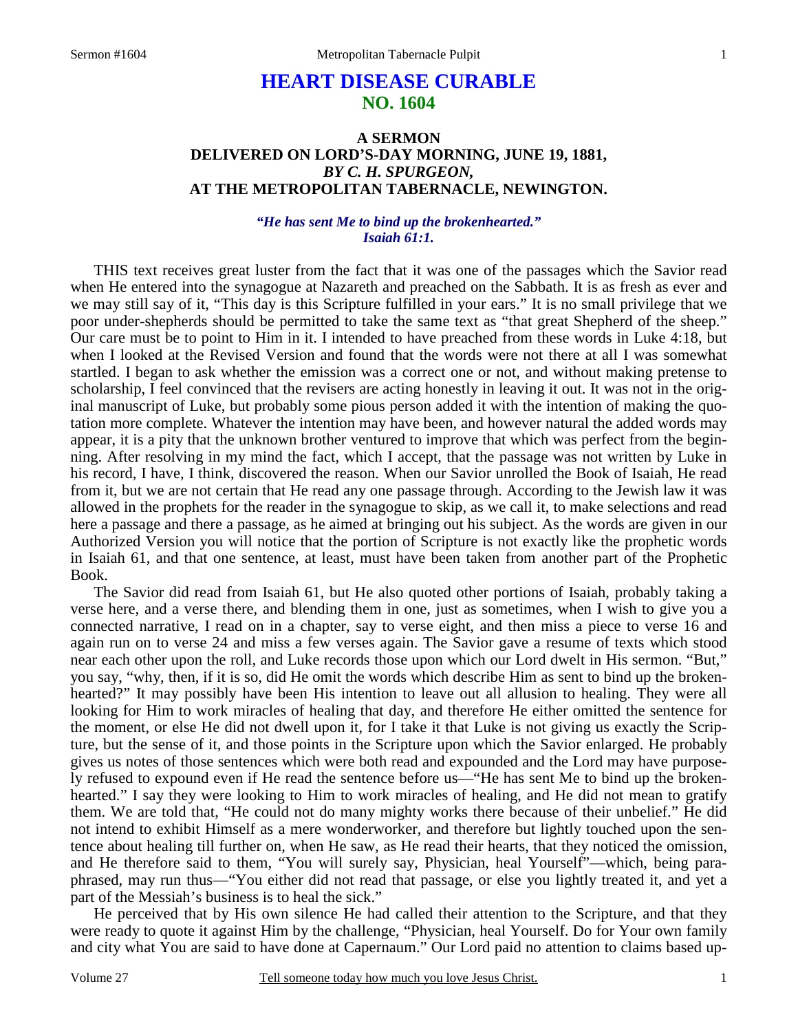# HEART DISEASE CURABLE
## NO. 1604

### A SERMON
### DELIVERED ON LORD'S-DAY MORNING, JUNE 19, 1881,
### *BY C. H. SPURGEON,*
### AT THE METROPOLITAN TABERNACLE, NEWINGTON.

*"He has sent Me to bind up the brokenhearted."*
*Isaiah 61:1.*

THIS text receives great luster from the fact that it was one of the passages which the Savior read when He entered into the synagogue at Nazareth and preached on the Sabbath. It is as fresh as ever and we may still say of it, "This day is this Scripture fulfilled in your ears." It is no small privilege that we poor under-shepherds should be permitted to take the same text as "that great Shepherd of the sheep." Our care must be to point to Him in it. I intended to have preached from these words in Luke 4:18, but when I looked at the Revised Version and found that the words were not there at all I was somewhat startled. I began to ask whether the emission was a correct one or not, and without making pretense to scholarship, I feel convinced that the revisers are acting honestly in leaving it out. It was not in the original manuscript of Luke, but probably some pious person added it with the intention of making the quotation more complete. Whatever the intention may have been, and however natural the added words may appear, it is a pity that the unknown brother ventured to improve that which was perfect from the beginning. After resolving in my mind the fact, which I accept, that the passage was not written by Luke in his record, I have, I think, discovered the reason. When our Savior unrolled the Book of Isaiah, He read from it, but we are not certain that He read any one passage through. According to the Jewish law it was allowed in the prophets for the reader in the synagogue to skip, as we call it, to make selections and read here a passage and there a passage, as he aimed at bringing out his subject. As the words are given in our Authorized Version you will notice that the portion of Scripture is not exactly like the prophetic words in Isaiah 61, and that one sentence, at least, must have been taken from another part of the Prophetic Book.

The Savior did read from Isaiah 61, but He also quoted other portions of Isaiah, probably taking a verse here, and a verse there, and blending them in one, just as sometimes, when I wish to give you a connected narrative, I read on in a chapter, say to verse eight, and then miss a piece to verse 16 and again run on to verse 24 and miss a few verses again. The Savior gave a resume of texts which stood near each other upon the roll, and Luke records those upon which our Lord dwelt in His sermon. "But," you say, "why, then, if it is so, did He omit the words which describe Him as sent to bind up the brokenhearted?" It may possibly have been His intention to leave out all allusion to healing. They were all looking for Him to work miracles of healing that day, and therefore He either omitted the sentence for the moment, or else He did not dwell upon it, for I take it that Luke is not giving us exactly the Scripture, but the sense of it, and those points in the Scripture upon which the Savior enlarged. He probably gives us notes of those sentences which were both read and expounded and the Lord may have purposely refused to expound even if He read the sentence before us—"He has sent Me to bind up the brokenhearted." I say they were looking to Him to work miracles of healing, and He did not mean to gratify them. We are told that, "He could not do many mighty works there because of their unbelief." He did not intend to exhibit Himself as a mere wonderworker, and therefore but lightly touched upon the sentence about healing till further on, when He saw, as He read their hearts, that they noticed the omission, and He therefore said to them, "You will surely say, Physician, heal Yourself"—which, being paraphrased, may run thus—"You either did not read that passage, or else you lightly treated it, and yet a part of the Messiah's business is to heal the sick."

He perceived that by His own silence He had called their attention to the Scripture, and that they were ready to quote it against Him by the challenge, "Physician, heal Yourself. Do for Your own family and city what You are said to have done at Capernaum." Our Lord paid no attention to claims based up-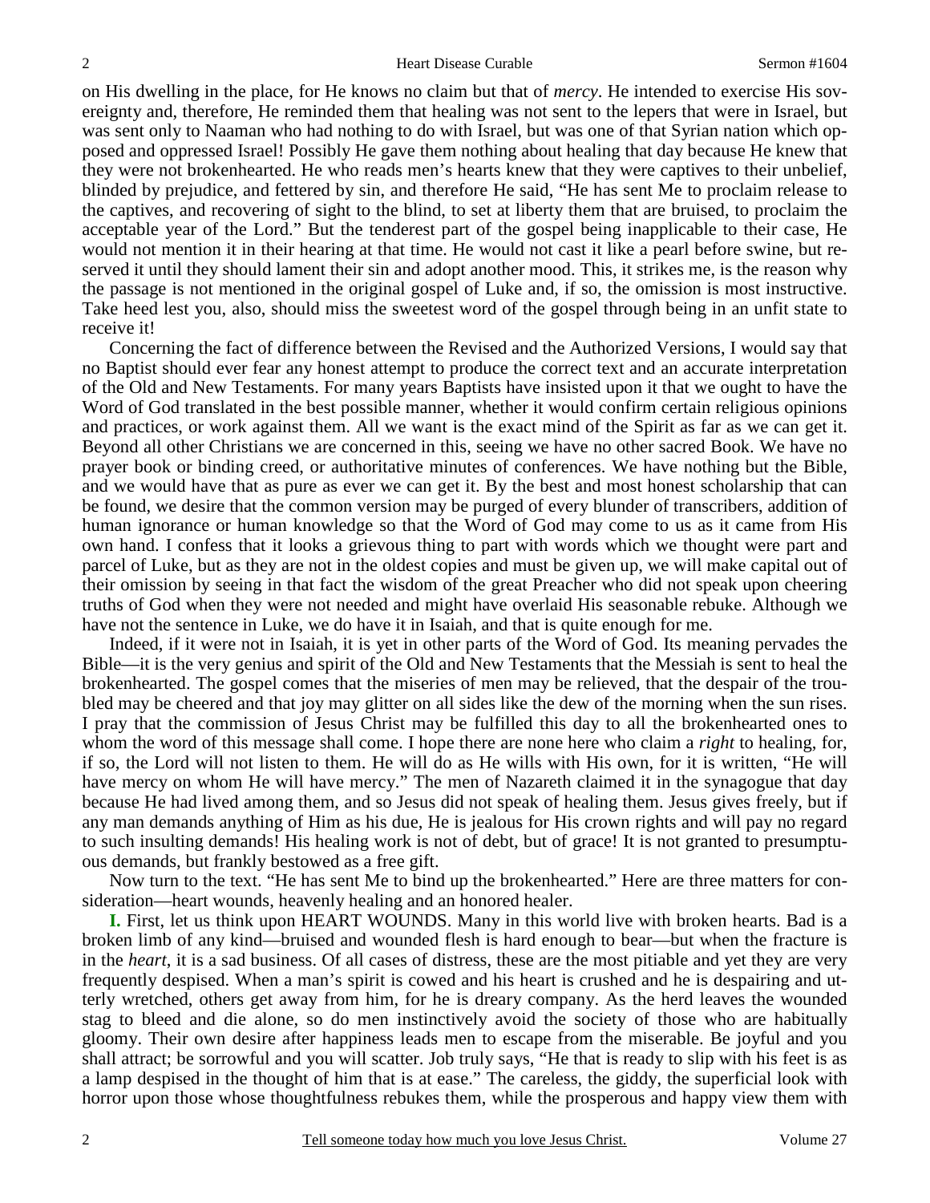on His dwelling in the place, for He knows no claim but that of *mercy*. He intended to exercise His sovereignty and, therefore, He reminded them that healing was not sent to the lepers that were in Israel, but was sent only to Naaman who had nothing to do with Israel, but was one of that Syrian nation which opposed and oppressed Israel! Possibly He gave them nothing about healing that day because He knew that they were not brokenhearted. He who reads men's hearts knew that they were captives to their unbelief, blinded by prejudice, and fettered by sin, and therefore He said, "He has sent Me to proclaim release to the captives, and recovering of sight to the blind, to set at liberty them that are bruised, to proclaim the acceptable year of the Lord." But the tenderest part of the gospel being inapplicable to their case, He would not mention it in their hearing at that time. He would not cast it like a pearl before swine, but reserved it until they should lament their sin and adopt another mood. This, it strikes me, is the reason why the passage is not mentioned in the original gospel of Luke and, if so, the omission is most instructive. Take heed lest you, also, should miss the sweetest word of the gospel through being in an unfit state to receive it!

Concerning the fact of difference between the Revised and the Authorized Versions, I would say that no Baptist should ever fear any honest attempt to produce the correct text and an accurate interpretation of the Old and New Testaments. For many years Baptists have insisted upon it that we ought to have the Word of God translated in the best possible manner, whether it would confirm certain religious opinions and practices, or work against them. All we want is the exact mind of the Spirit as far as we can get it. Beyond all other Christians we are concerned in this, seeing we have no other sacred Book. We have no prayer book or binding creed, or authoritative minutes of conferences. We have nothing but the Bible, and we would have that as pure as ever we can get it. By the best and most honest scholarship that can be found, we desire that the common version may be purged of every blunder of transcribers, addition of human ignorance or human knowledge so that the Word of God may come to us as it came from His own hand. I confess that it looks a grievous thing to part with words which we thought were part and parcel of Luke, but as they are not in the oldest copies and must be given up, we will make capital out of their omission by seeing in that fact the wisdom of the great Preacher who did not speak upon cheering truths of God when they were not needed and might have overlaid His seasonable rebuke. Although we have not the sentence in Luke, we do have it in Isaiah, and that is quite enough for me.

Indeed, if it were not in Isaiah, it is yet in other parts of the Word of God. Its meaning pervades the Bible—it is the very genius and spirit of the Old and New Testaments that the Messiah is sent to heal the brokenhearted. The gospel comes that the miseries of men may be relieved, that the despair of the troubled may be cheered and that joy may glitter on all sides like the dew of the morning when the sun rises. I pray that the commission of Jesus Christ may be fulfilled this day to all the brokenhearted ones to whom the word of this message shall come. I hope there are none here who claim a *right* to healing, for, if so, the Lord will not listen to them. He will do as He wills with His own, for it is written, "He will have mercy on whom He will have mercy." The men of Nazareth claimed it in the synagogue that day because He had lived among them, and so Jesus did not speak of healing them. Jesus gives freely, but if any man demands anything of Him as his due, He is jealous for His crown rights and will pay no regard to such insulting demands! His healing work is not of debt, but of grace! It is not granted to presumptuous demands, but frankly bestowed as a free gift.

Now turn to the text. "He has sent Me to bind up the brokenhearted." Here are three matters for consideration—heart wounds, heavenly healing and an honored healer.

**I.** First, let us think upon HEART WOUNDS. Many in this world live with broken hearts. Bad is a broken limb of any kind—bruised and wounded flesh is hard enough to bear—but when the fracture is in the *heart*, it is a sad business. Of all cases of distress, these are the most pitiable and yet they are very frequently despised. When a man's spirit is cowed and his heart is crushed and he is despairing and utterly wretched, others get away from him, for he is dreary company. As the herd leaves the wounded stag to bleed and die alone, so do men instinctively avoid the society of those who are habitually gloomy. Their own desire after happiness leads men to escape from the miserable. Be joyful and you shall attract; be sorrowful and you will scatter. Job truly says, "He that is ready to slip with his feet is as a lamp despised in the thought of him that is at ease." The careless, the giddy, the superficial look with horror upon those whose thoughtfulness rebukes them, while the prosperous and happy view them with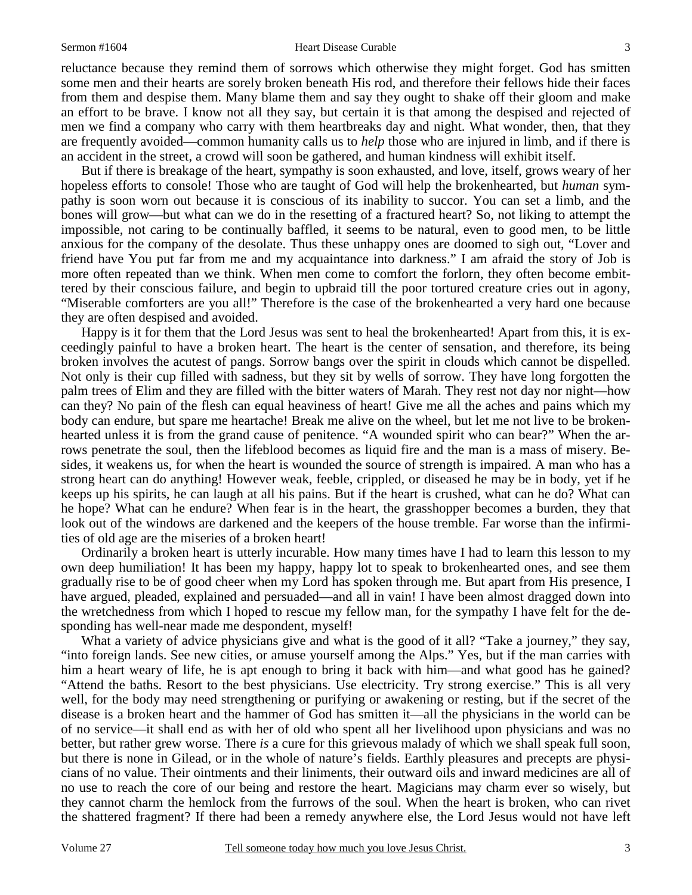reluctance because they remind them of sorrows which otherwise they might forget. God has smitten some men and their hearts are sorely broken beneath His rod, and therefore their fellows hide their faces from them and despise them. Many blame them and say they ought to shake off their gloom and make an effort to be brave. I know not all they say, but certain it is that among the despised and rejected of men we find a company who carry with them heartbreaks day and night. What wonder, then, that they are frequently avoided—common humanity calls us to *help* those who are injured in limb, and if there is an accident in the street, a crowd will soon be gathered, and human kindness will exhibit itself.

But if there is breakage of the heart, sympathy is soon exhausted, and love, itself, grows weary of her hopeless efforts to console! Those who are taught of God will help the brokenhearted, but *human* sympathy is soon worn out because it is conscious of its inability to succor. You can set a limb, and the bones will grow—but what can we do in the resetting of a fractured heart? So, not liking to attempt the impossible, not caring to be continually baffled, it seems to be natural, even to good men, to be little anxious for the company of the desolate. Thus these unhappy ones are doomed to sigh out, "Lover and friend have You put far from me and my acquaintance into darkness." I am afraid the story of Job is more often repeated than we think. When men come to comfort the forlorn, they often become embittered by their conscious failure, and begin to upbraid till the poor tortured creature cries out in agony, "Miserable comforters are you all!" Therefore is the case of the brokenhearted a very hard one because they are often despised and avoided.

Happy is it for them that the Lord Jesus was sent to heal the brokenhearted! Apart from this, it is exceedingly painful to have a broken heart. The heart is the center of sensation, and therefore, its being broken involves the acutest of pangs. Sorrow bangs over the spirit in clouds which cannot be dispelled. Not only is their cup filled with sadness, but they sit by wells of sorrow. They have long forgotten the palm trees of Elim and they are filled with the bitter waters of Marah. They rest not day nor night—how can they? No pain of the flesh can equal heaviness of heart! Give me all the aches and pains which my body can endure, but spare me heartache! Break me alive on the wheel, but let me not live to be brokenhearted unless it is from the grand cause of penitence. "A wounded spirit who can bear?" When the arrows penetrate the soul, then the lifeblood becomes as liquid fire and the man is a mass of misery. Besides, it weakens us, for when the heart is wounded the source of strength is impaired. A man who has a strong heart can do anything! However weak, feeble, crippled, or diseased he may be in body, yet if he keeps up his spirits, he can laugh at all his pains. But if the heart is crushed, what can he do? What can he hope? What can he endure? When fear is in the heart, the grasshopper becomes a burden, they that look out of the windows are darkened and the keepers of the house tremble. Far worse than the infirmities of old age are the miseries of a broken heart!

Ordinarily a broken heart is utterly incurable. How many times have I had to learn this lesson to my own deep humiliation! It has been my happy, happy lot to speak to brokenhearted ones, and see them gradually rise to be of good cheer when my Lord has spoken through me. But apart from His presence, I have argued, pleaded, explained and persuaded—and all in vain! I have been almost dragged down into the wretchedness from which I hoped to rescue my fellow man, for the sympathy I have felt for the desponding has well-near made me despondent, myself!

What a variety of advice physicians give and what is the good of it all? "Take a journey," they say, "into foreign lands. See new cities, or amuse yourself among the Alps." Yes, but if the man carries with him a heart weary of life, he is apt enough to bring it back with him—and what good has he gained? "Attend the baths. Resort to the best physicians. Use electricity. Try strong exercise." This is all very well, for the body may need strengthening or purifying or awakening or resting, but if the secret of the disease is a broken heart and the hammer of God has smitten it—all the physicians in the world can be of no service—it shall end as with her of old who spent all her livelihood upon physicians and was no better, but rather grew worse. There *is* a cure for this grievous malady of which we shall speak full soon, but there is none in Gilead, or in the whole of nature's fields. Earthly pleasures and precepts are physicians of no value. Their ointments and their liniments, their outward oils and inward medicines are all of no use to reach the core of our being and restore the heart. Magicians may charm ever so wisely, but they cannot charm the hemlock from the furrows of the soul. When the heart is broken, who can rivet the shattered fragment? If there had been a remedy anywhere else, the Lord Jesus would not have left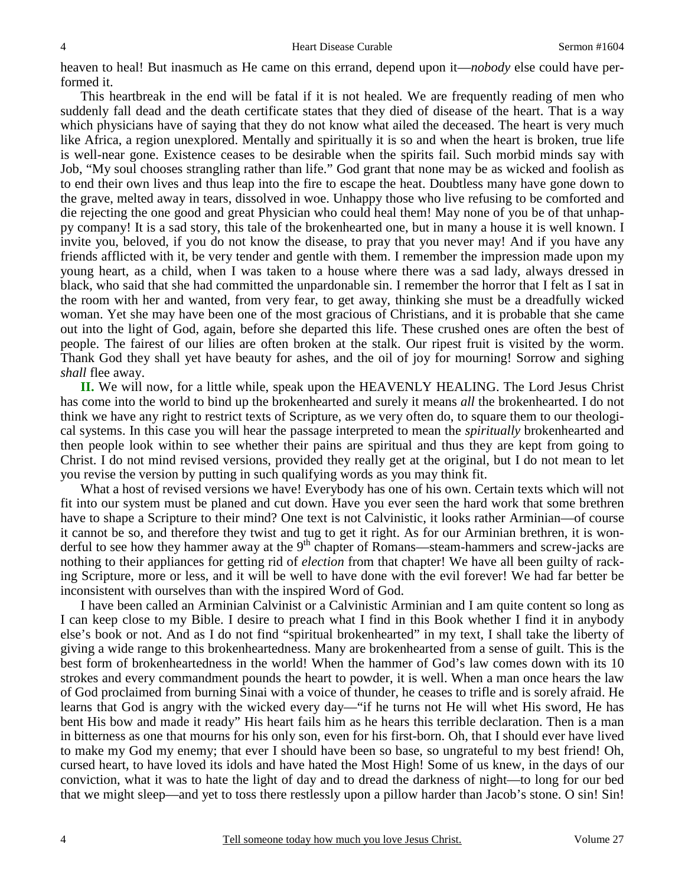heaven to heal! But inasmuch as He came on this errand, depend upon it—*nobody* else could have performed it.

This heartbreak in the end will be fatal if it is not healed. We are frequently reading of men who suddenly fall dead and the death certificate states that they died of disease of the heart. That is a way which physicians have of saying that they do not know what ailed the deceased. The heart is very much like Africa, a region unexplored. Mentally and spiritually it is so and when the heart is broken, true life is well-near gone. Existence ceases to be desirable when the spirits fail. Such morbid minds say with Job, "My soul chooses strangling rather than life." God grant that none may be as wicked and foolish as to end their own lives and thus leap into the fire to escape the heat. Doubtless many have gone down to the grave, melted away in tears, dissolved in woe. Unhappy those who live refusing to be comforted and die rejecting the one good and great Physician who could heal them! May none of you be of that unhappy company! It is a sad story, this tale of the brokenhearted one, but in many a house it is well known. I invite you, beloved, if you do not know the disease, to pray that you never may! And if you have any friends afflicted with it, be very tender and gentle with them. I remember the impression made upon my young heart, as a child, when I was taken to a house where there was a sad lady, always dressed in black, who said that she had committed the unpardonable sin. I remember the horror that I felt as I sat in the room with her and wanted, from very fear, to get away, thinking she must be a dreadfully wicked woman. Yet she may have been one of the most gracious of Christians, and it is probable that she came out into the light of God, again, before she departed this life. These crushed ones are often the best of people. The fairest of our lilies are often broken at the stalk. Our ripest fruit is visited by the worm. Thank God they shall yet have beauty for ashes, and the oil of joy for mourning! Sorrow and sighing *shall* flee away.

**II.** We will now, for a little while, speak upon the HEAVENLY HEALING. The Lord Jesus Christ has come into the world to bind up the brokenhearted and surely it means *all* the brokenhearted. I do not think we have any right to restrict texts of Scripture, as we very often do, to square them to our theological systems. In this case you will hear the passage interpreted to mean the *spiritually* brokenhearted and then people look within to see whether their pains are spiritual and thus they are kept from going to Christ. I do not mind revised versions, provided they really get at the original, but I do not mean to let you revise the version by putting in such qualifying words as you may think fit.

What a host of revised versions we have! Everybody has one of his own. Certain texts which will not fit into our system must be planed and cut down. Have you ever seen the hard work that some brethren have to shape a Scripture to their mind? One text is not Calvinistic, it looks rather Arminian—of course it cannot be so, and therefore they twist and tug to get it right. As for our Arminian brethren, it is wonderful to see how they hammer away at the 9th chapter of Romans—steam-hammers and screw-jacks are nothing to their appliances for getting rid of *election* from that chapter! We have all been guilty of racking Scripture, more or less, and it will be well to have done with the evil forever! We had far better be inconsistent with ourselves than with the inspired Word of God.

I have been called an Arminian Calvinist or a Calvinistic Arminian and I am quite content so long as I can keep close to my Bible. I desire to preach what I find in this Book whether I find it in anybody else's book or not. And as I do not find "spiritual brokenhearted" in my text, I shall take the liberty of giving a wide range to this brokenheartedness. Many are brokenhearted from a sense of guilt. This is the best form of brokenheartedness in the world! When the hammer of God's law comes down with its 10 strokes and every commandment pounds the heart to powder, it is well. When a man once hears the law of God proclaimed from burning Sinai with a voice of thunder, he ceases to trifle and is sorely afraid. He learns that God is angry with the wicked every day—"if he turns not He will whet His sword, He has bent His bow and made it ready" His heart fails him as he hears this terrible declaration. Then is a man in bitterness as one that mourns for his only son, even for his first-born. Oh, that I should ever have lived to make my God my enemy; that ever I should have been so base, so ungrateful to my best friend! Oh, cursed heart, to have loved its idols and have hated the Most High! Some of us knew, in the days of our conviction, what it was to hate the light of day and to dread the darkness of night—to long for our bed that we might sleep—and yet to toss there restlessly upon a pillow harder than Jacob's stone. O sin! Sin!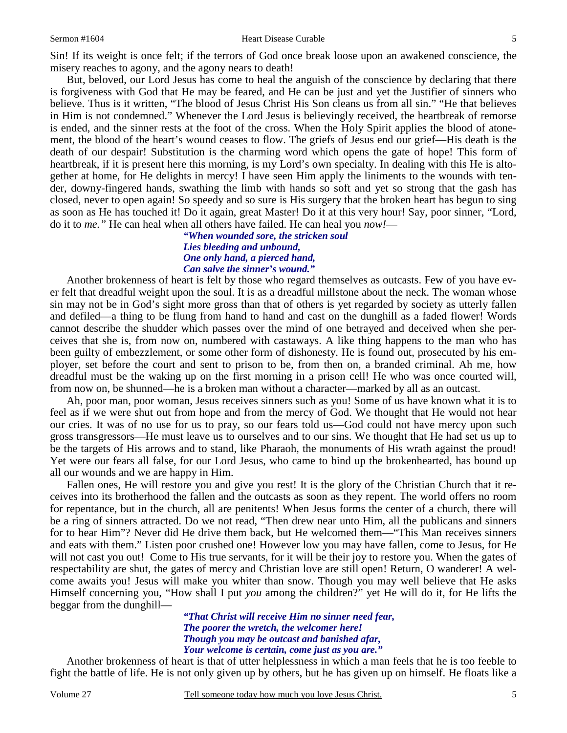Sin! If its weight is once felt; if the terrors of God once break loose upon an awakened conscience, the misery reaches to agony, and the agony nears to death!

But, beloved, our Lord Jesus has come to heal the anguish of the conscience by declaring that there is forgiveness with God that He may be feared, and He can be just and yet the Justifier of sinners who believe. Thus is it written, "The blood of Jesus Christ His Son cleans us from all sin." "He that believes in Him is not condemned." Whenever the Lord Jesus is believingly received, the heartbreak of remorse is ended, and the sinner rests at the foot of the cross. When the Holy Spirit applies the blood of atonement, the blood of the heart's wound ceases to flow. The griefs of Jesus end our grief—His death is the death of our despair! Substitution is the charming word which opens the gate of hope! This form of heartbreak, if it is present here this morning, is my Lord's own specialty. In dealing with this He is altogether at home, for He delights in mercy! I have seen Him apply the liniments to the wounds with tender, downy-fingered hands, swathing the limb with hands so soft and yet so strong that the gash has closed, never to open again! So speedy and so sure is His surgery that the broken heart has begun to sing as soon as He has touched it! Do it again, great Master! Do it at this very hour! Say, poor sinner, "Lord, do it to *me."* He can heal when all others have failed. He can heal you *now!*—

> ***"When wounded sore, the stricken soul***
> ***Lies bleeding and unbound,***
> ***One only hand, a pierced hand,***
> ***Can salve the sinner's wound."***

Another brokenness of heart is felt by those who regard themselves as outcasts. Few of you have ever felt that dreadful weight upon the soul. It is as a dreadful millstone about the neck. The woman whose sin may not be in God's sight more gross than that of others is yet regarded by society as utterly fallen and defiled—a thing to be flung from hand to hand and cast on the dunghill as a faded flower! Words cannot describe the shudder which passes over the mind of one betrayed and deceived when she perceives that she is, from now on, numbered with castaways. A like thing happens to the man who has been guilty of embezzlement, or some other form of dishonesty. He is found out, prosecuted by his employer, set before the court and sent to prison to be, from then on, a branded criminal. Ah me, how dreadful must be the waking up on the first morning in a prison cell! He who was once courted will, from now on, be shunned—he is a broken man without a character—marked by all as an outcast.

Ah, poor man, poor woman, Jesus receives sinners such as you! Some of us have known what it is to feel as if we were shut out from hope and from the mercy of God. We thought that He would not hear our cries. It was of no use for us to pray, so our fears told us—God could not have mercy upon such gross transgressors—He must leave us to ourselves and to our sins. We thought that He had set us up to be the targets of His arrows and to stand, like Pharaoh, the monuments of His wrath against the proud! Yet were our fears all false, for our Lord Jesus, who came to bind up the brokenhearted, has bound up all our wounds and we are happy in Him.

Fallen ones, He will restore you and give you rest! It is the glory of the Christian Church that it receives into its brotherhood the fallen and the outcasts as soon as they repent. The world offers no room for repentance, but in the church, all are penitents! When Jesus forms the center of a church, there will be a ring of sinners attracted. Do we not read, "Then drew near unto Him, all the publicans and sinners for to hear Him"? Never did He drive them back, but He welcomed them—"This Man receives sinners and eats with them." Listen poor crushed one! However low you may have fallen, come to Jesus, for He will not cast you out! Come to His true servants, for it will be their joy to restore you. When the gates of respectability are shut, the gates of mercy and Christian love are still open! Return, O wanderer! A welcome awaits you! Jesus will make you whiter than snow. Though you may well believe that He asks Himself concerning you, "How shall I put *you* among the children?" yet He will do it, for He lifts the beggar from the dunghill—

> ***"That Christ will receive Him no sinner need fear,***
> ***The poorer the wretch, the welcomer here!***
> ***Though you may be outcast and banished afar,***
> ***Your welcome is certain, come just as you are."***

Another brokenness of heart is that of utter helplessness in which a man feels that he is too feeble to fight the battle of life. He is not only given up by others, but he has given up on himself. He floats like a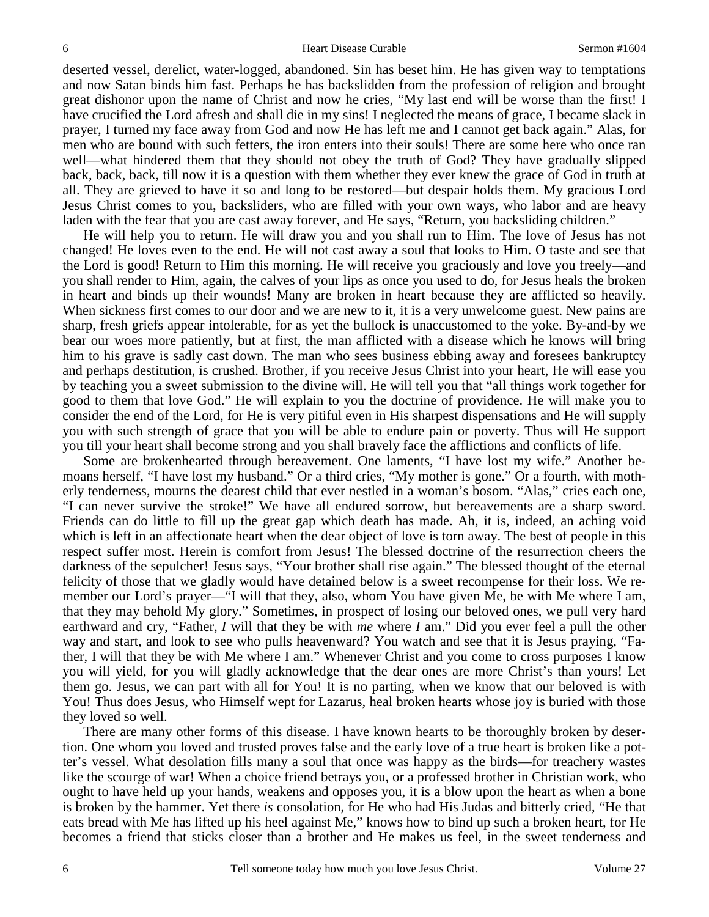deserted vessel, derelict, water-logged, abandoned. Sin has beset him. He has given way to temptations and now Satan binds him fast. Perhaps he has backslidden from the profession of religion and brought great dishonor upon the name of Christ and now he cries, "My last end will be worse than the first! I have crucified the Lord afresh and shall die in my sins! I neglected the means of grace, I became slack in prayer, I turned my face away from God and now He has left me and I cannot get back again." Alas, for men who are bound with such fetters, the iron enters into their souls! There are some here who once ran well—what hindered them that they should not obey the truth of God? They have gradually slipped back, back, back, till now it is a question with them whether they ever knew the grace of God in truth at all. They are grieved to have it so and long to be restored—but despair holds them. My gracious Lord Jesus Christ comes to you, backsliders, who are filled with your own ways, who labor and are heavy laden with the fear that you are cast away forever, and He says, "Return, you backsliding children."

He will help you to return. He will draw you and you shall run to Him. The love of Jesus has not changed! He loves even to the end. He will not cast away a soul that looks to Him. O taste and see that the Lord is good! Return to Him this morning. He will receive you graciously and love you freely—and you shall render to Him, again, the calves of your lips as once you used to do, for Jesus heals the broken in heart and binds up their wounds! Many are broken in heart because they are afflicted so heavily. When sickness first comes to our door and we are new to it, it is a very unwelcome guest. New pains are sharp, fresh griefs appear intolerable, for as yet the bullock is unaccustomed to the yoke. By-and-by we bear our woes more patiently, but at first, the man afflicted with a disease which he knows will bring him to his grave is sadly cast down. The man who sees business ebbing away and foresees bankruptcy and perhaps destitution, is crushed. Brother, if you receive Jesus Christ into your heart, He will ease you by teaching you a sweet submission to the divine will. He will tell you that "all things work together for good to them that love God." He will explain to you the doctrine of providence. He will make you to consider the end of the Lord, for He is very pitiful even in His sharpest dispensations and He will supply you with such strength of grace that you will be able to endure pain or poverty. Thus will He support you till your heart shall become strong and you shall bravely face the afflictions and conflicts of life.

Some are brokenhearted through bereavement. One laments, "I have lost my wife." Another bemoans herself, "I have lost my husband." Or a third cries, "My mother is gone." Or a fourth, with motherly tenderness, mourns the dearest child that ever nestled in a woman's bosom. "Alas," cries each one, "I can never survive the stroke!" We have all endured sorrow, but bereavements are a sharp sword. Friends can do little to fill up the great gap which death has made. Ah, it is, indeed, an aching void which is left in an affectionate heart when the dear object of love is torn away. The best of people in this respect suffer most. Herein is comfort from Jesus! The blessed doctrine of the resurrection cheers the darkness of the sepulcher! Jesus says, "Your brother shall rise again." The blessed thought of the eternal felicity of those that we gladly would have detained below is a sweet recompense for their loss. We remember our Lord's prayer—"I will that they, also, whom You have given Me, be with Me where I am, that they may behold My glory." Sometimes, in prospect of losing our beloved ones, we pull very hard earthward and cry, "Father, *I* will that they be with *me* where *I* am." Did you ever feel a pull the other way and start, and look to see who pulls heavenward? You watch and see that it is Jesus praying, "Father, I will that they be with Me where I am." Whenever Christ and you come to cross purposes I know you will yield, for you will gladly acknowledge that the dear ones are more Christ's than yours! Let them go. Jesus, we can part with all for You! It is no parting, when we know that our beloved is with You! Thus does Jesus, who Himself wept for Lazarus, heal broken hearts whose joy is buried with those they loved so well.

There are many other forms of this disease. I have known hearts to be thoroughly broken by desertion. One whom you loved and trusted proves false and the early love of a true heart is broken like a potter's vessel. What desolation fills many a soul that once was happy as the birds—for treachery wastes like the scourge of war! When a choice friend betrays you, or a professed brother in Christian work, who ought to have held up your hands, weakens and opposes you, it is a blow upon the heart as when a bone is broken by the hammer. Yet there *is* consolation, for He who had His Judas and bitterly cried, "He that eats bread with Me has lifted up his heel against Me," knows how to bind up such a broken heart, for He becomes a friend that sticks closer than a brother and He makes us feel, in the sweet tenderness and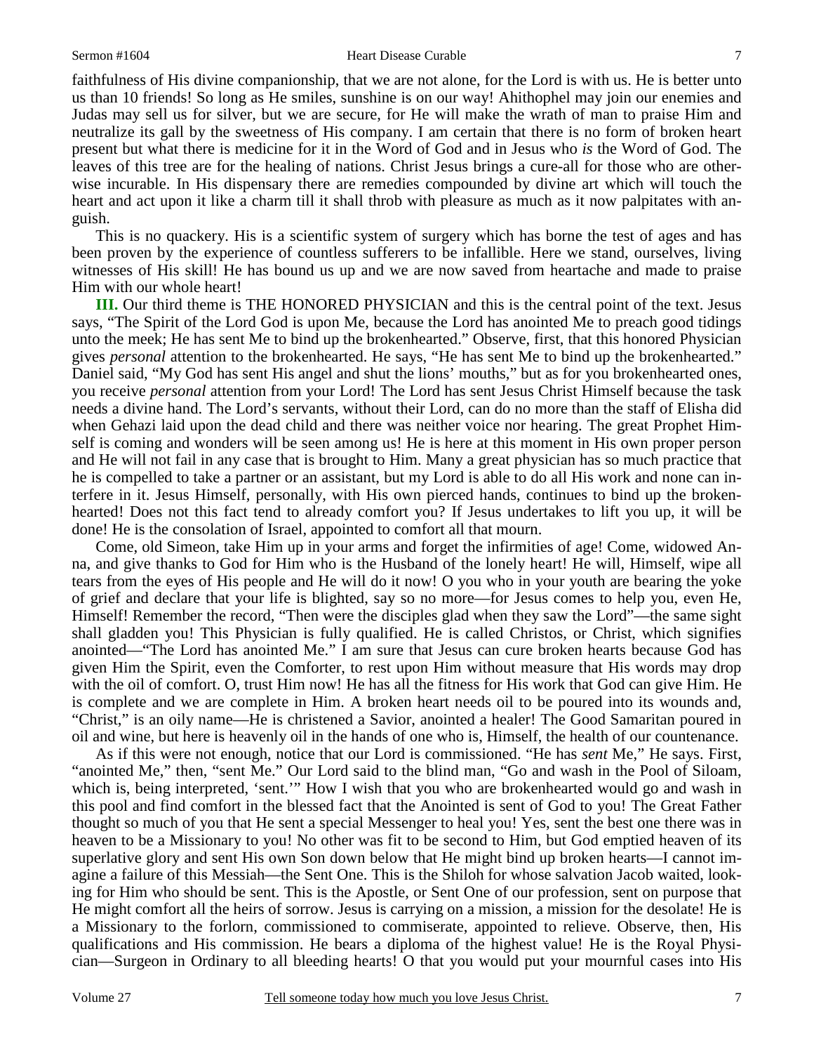faithfulness of His divine companionship, that we are not alone, for the Lord is with us. He is better unto us than 10 friends! So long as He smiles, sunshine is on our way! Ahithophel may join our enemies and Judas may sell us for silver, but we are secure, for He will make the wrath of man to praise Him and neutralize its gall by the sweetness of His company. I am certain that there is no form of broken heart present but what there is medicine for it in the Word of God and in Jesus who *is* the Word of God. The leaves of this tree are for the healing of nations. Christ Jesus brings a cure-all for those who are otherwise incurable. In His dispensary there are remedies compounded by divine art which will touch the heart and act upon it like a charm till it shall throb with pleasure as much as it now palpitates with anguish.

This is no quackery. His is a scientific system of surgery which has borne the test of ages and has been proven by the experience of countless sufferers to be infallible. Here we stand, ourselves, living witnesses of His skill! He has bound us up and we are now saved from heartache and made to praise Him with our whole heart!

**III.** Our third theme is THE HONORED PHYSICIAN and this is the central point of the text. Jesus says, "The Spirit of the Lord God is upon Me, because the Lord has anointed Me to preach good tidings unto the meek; He has sent Me to bind up the brokenhearted." Observe, first, that this honored Physician gives *personal* attention to the brokenhearted. He says, "He has sent Me to bind up the brokenhearted." Daniel said, "My God has sent His angel and shut the lions' mouths," but as for you brokenhearted ones, you receive *personal* attention from your Lord! The Lord has sent Jesus Christ Himself because the task needs a divine hand. The Lord's servants, without their Lord, can do no more than the staff of Elisha did when Gehazi laid upon the dead child and there was neither voice nor hearing. The great Prophet Himself is coming and wonders will be seen among us! He is here at this moment in His own proper person and He will not fail in any case that is brought to Him. Many a great physician has so much practice that he is compelled to take a partner or an assistant, but my Lord is able to do all His work and none can interfere in it. Jesus Himself, personally, with His own pierced hands, continues to bind up the brokenhearted! Does not this fact tend to already comfort you? If Jesus undertakes to lift you up, it will be done! He is the consolation of Israel, appointed to comfort all that mourn.

Come, old Simeon, take Him up in your arms and forget the infirmities of age! Come, widowed Anna, and give thanks to God for Him who is the Husband of the lonely heart! He will, Himself, wipe all tears from the eyes of His people and He will do it now! O you who in your youth are bearing the yoke of grief and declare that your life is blighted, say so no more—for Jesus comes to help you, even He, Himself! Remember the record, "Then were the disciples glad when they saw the Lord"—the same sight shall gladden you! This Physician is fully qualified. He is called Christos, or Christ, which signifies anointed—"The Lord has anointed Me." I am sure that Jesus can cure broken hearts because God has given Him the Spirit, even the Comforter, to rest upon Him without measure that His words may drop with the oil of comfort. O, trust Him now! He has all the fitness for His work that God can give Him. He is complete and we are complete in Him. A broken heart needs oil to be poured into its wounds and, "Christ," is an oily name—He is christened a Savior, anointed a healer! The Good Samaritan poured in oil and wine, but here is heavenly oil in the hands of one who is, Himself, the health of our countenance.

As if this were not enough, notice that our Lord is commissioned. "He has *sent* Me," He says. First, "anointed Me," then, "sent Me." Our Lord said to the blind man, "Go and wash in the Pool of Siloam, which is, being interpreted, 'sent.'" How I wish that you who are brokenhearted would go and wash in this pool and find comfort in the blessed fact that the Anointed is sent of God to you! The Great Father thought so much of you that He sent a special Messenger to heal you! Yes, sent the best one there was in heaven to be a Missionary to you! No other was fit to be second to Him, but God emptied heaven of its superlative glory and sent His own Son down below that He might bind up broken hearts—I cannot imagine a failure of this Messiah—the Sent One. This is the Shiloh for whose salvation Jacob waited, looking for Him who should be sent. This is the Apostle, or Sent One of our profession, sent on purpose that He might comfort all the heirs of sorrow. Jesus is carrying on a mission, a mission for the desolate! He is a Missionary to the forlorn, commissioned to commiserate, appointed to relieve. Observe, then, His qualifications and His commission. He bears a diploma of the highest value! He is the Royal Physician—Surgeon in Ordinary to all bleeding hearts! O that you would put your mournful cases into His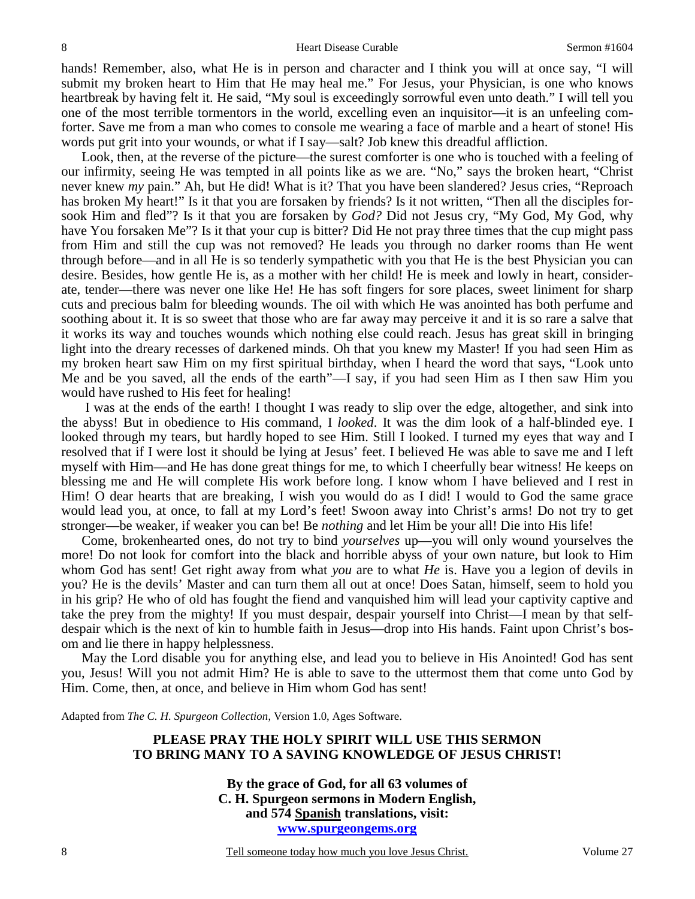hands! Remember, also, what He is in person and character and I think you will at once say, "I will submit my broken heart to Him that He may heal me." For Jesus, your Physician, is one who knows heartbreak by having felt it. He said, "My soul is exceedingly sorrowful even unto death." I will tell you one of the most terrible tormentors in the world, excelling even an inquisitor—it is an unfeeling comforter. Save me from a man who comes to console me wearing a face of marble and a heart of stone! His words put grit into your wounds, or what if I say—salt? Job knew this dreadful affliction.

Look, then, at the reverse of the picture—the surest comforter is one who is touched with a feeling of our infirmity, seeing He was tempted in all points like as we are. "No," says the broken heart, "Christ never knew *my* pain." Ah, but He did! What is it? That you have been slandered? Jesus cries, "Reproach has broken My heart!" Is it that you are forsaken by friends? Is it not written, "Then all the disciples forsook Him and fled"? Is it that you are forsaken by *God?* Did not Jesus cry, "My God, My God, why have You forsaken Me"? Is it that your cup is bitter? Did He not pray three times that the cup might pass from Him and still the cup was not removed? He leads you through no darker rooms than He went through before—and in all He is so tenderly sympathetic with you that He is the best Physician you can desire. Besides, how gentle He is, as a mother with her child! He is meek and lowly in heart, considerate, tender—there was never one like He! He has soft fingers for sore places, sweet liniment for sharp cuts and precious balm for bleeding wounds. The oil with which He was anointed has both perfume and soothing about it. It is so sweet that those who are far away may perceive it and it is so rare a salve that it works its way and touches wounds which nothing else could reach. Jesus has great skill in bringing light into the dreary recesses of darkened minds. Oh that you knew my Master! If you had seen Him as my broken heart saw Him on my first spiritual birthday, when I heard the word that says, "Look unto Me and be you saved, all the ends of the earth"—I say, if you had seen Him as I then saw Him you would have rushed to His feet for healing!

I was at the ends of the earth! I thought I was ready to slip over the edge, altogether, and sink into the abyss! But in obedience to His command, I *looked*. It was the dim look of a half-blinded eye. I looked through my tears, but hardly hoped to see Him. Still I looked. I turned my eyes that way and I resolved that if I were lost it should be lying at Jesus' feet. I believed He was able to save me and I left myself with Him—and He has done great things for me, to which I cheerfully bear witness! He keeps on blessing me and He will complete His work before long. I know whom I have believed and I rest in Him! O dear hearts that are breaking, I wish you would do as I did! I would to God the same grace would lead you, at once, to fall at my Lord's feet! Swoon away into Christ's arms! Do not try to get stronger—be weaker, if weaker you can be! Be *nothing* and let Him be your all! Die into His life!

Come, brokenhearted ones, do not try to bind *yourselves* up—you will only wound yourselves the more! Do not look for comfort into the black and horrible abyss of your own nature, but look to Him whom God has sent! Get right away from what *you* are to what *He* is. Have you a legion of devils in you? He is the devils' Master and can turn them all out at once! Does Satan, himself, seem to hold you in his grip? He who of old has fought the fiend and vanquished him will lead your captivity captive and take the prey from the mighty! If you must despair, despair yourself into Christ—I mean by that self-despair which is the next of kin to humble faith in Jesus—drop into His hands. Faint upon Christ's bosom and lie there in happy helplessness.

May the Lord disable you for anything else, and lead you to believe in His Anointed! God has sent you, Jesus! Will you not admit Him? He is able to save to the uttermost them that come unto God by Him. Come, then, at once, and believe in Him whom God has sent!

Adapted from *The C. H. Spurgeon Collection*, Version 1.0, Ages Software.

**PLEASE PRAY THE HOLY SPIRIT WILL USE THIS SERMON TO BRING MANY TO A SAVING KNOWLEDGE OF JESUS CHRIST!**

**By the grace of God, for all 63 volumes of C. H. Spurgeon sermons in Modern English, and 574 Spanish translations, visit: www.spurgeongems.org**